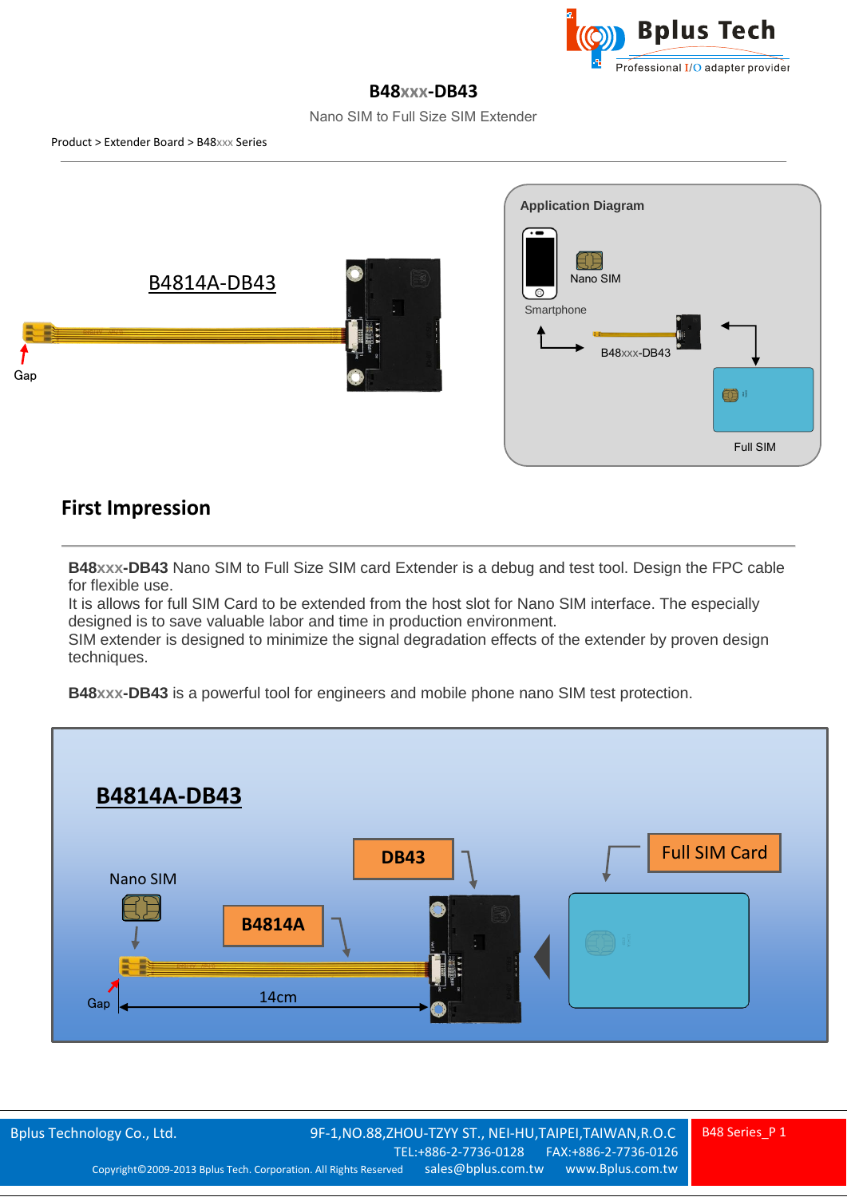# B48xxx-DB43

Nano SIM to Full Size SIM Extender

Product > Extender Board > B48xxx Series

B4814A-DB43

Gap

Application Diagram

Nano SIM

Smartphone

B48xxx-DB43

Full SIM

## First Impression

**B48xxx-DB43** Nano SIM to Full Size SIM card Extender is a debug and test tool. Design the FPC cable for flexible use.
It is allows for full SIM Card to be extended from the host slot for Nano SIM interface. The especially designed is to save valuable labor and time in production environment.
SIM extender is designed to minimize the signal degradation effects of the extender by proven design techniques.

**B48xxx-DB43** is a powerful tool for engineers and mobile phone nano SIM test protection.

**B4814A-DB43**

Nano SIM

DB43

Full SIM Card

B4814A

Gap

14cm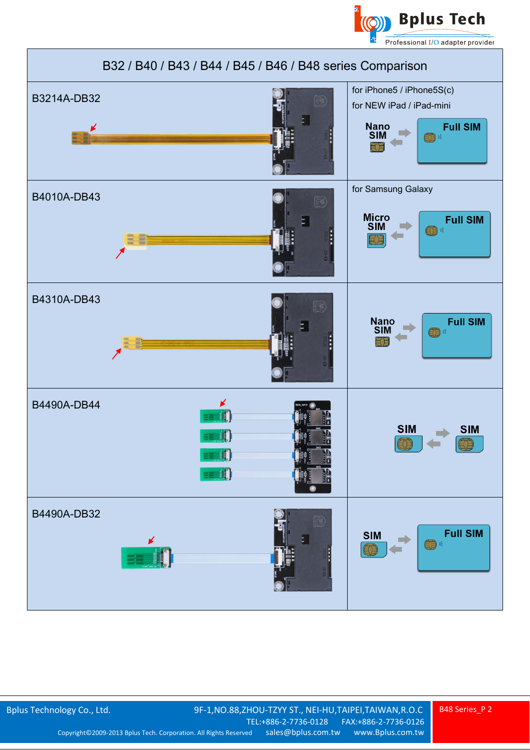# B32 / B40 / B43 / B44 / B45 / B46 / B48 series Comparison

| Model | Application / Conversion |
| --- | --- |
| B3214A-DB32 | for iPhone5 / iPhone5S(c)<br>for NEW iPad / iPad-mini<br>Nano SIM ⇄ Full SIM |
| B4010A-DB43 | for Samsung Galaxy<br>Micro SIM ⇄ Full SIM |
| B4310A-DB43 | Nano SIM ⇄ Full SIM |
| B4490A-DB44 | SIM ⇄ SIM |
| B4490A-DB32 | SIM ⇄ Full SIM |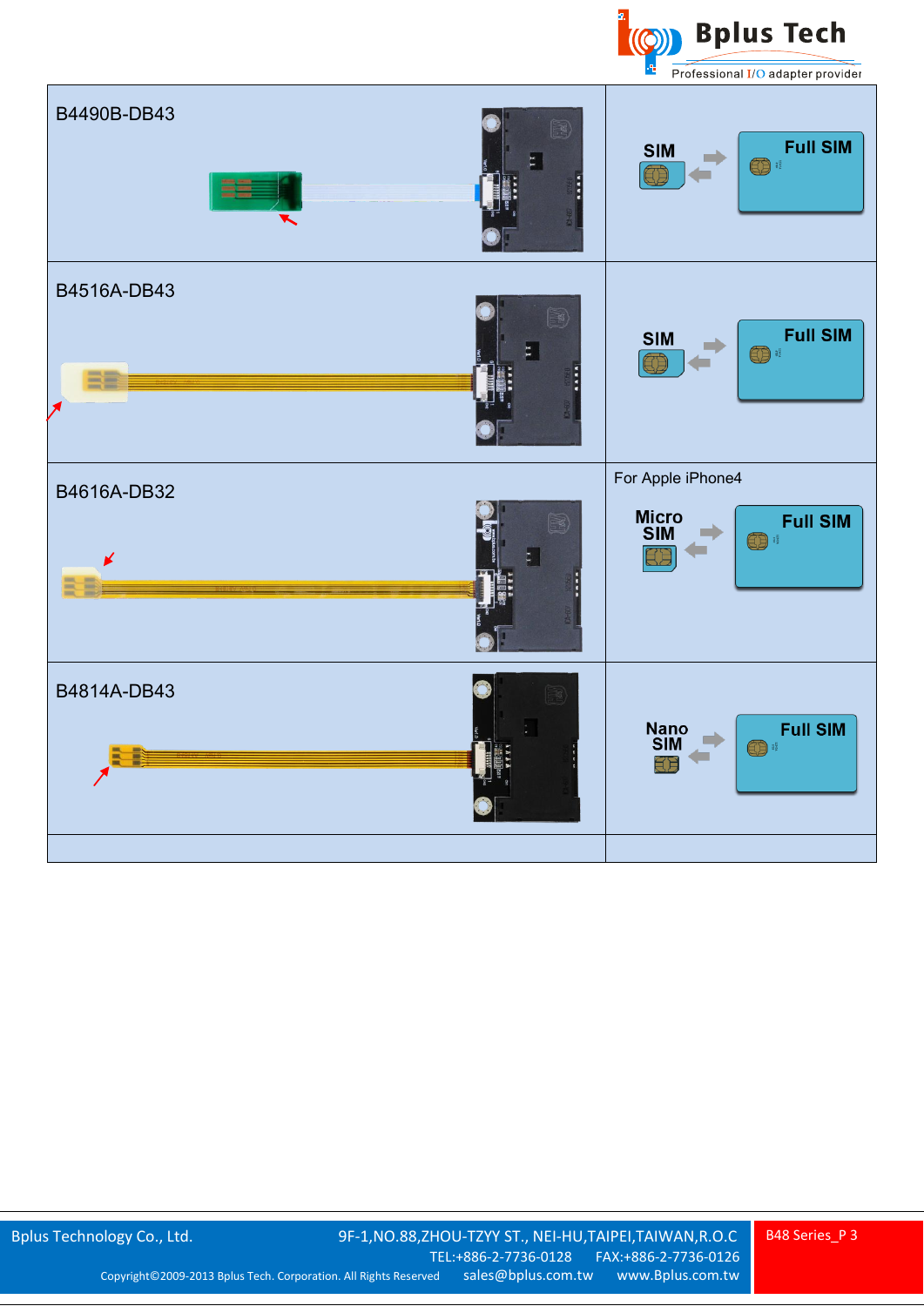| | |
|---|---|
| B4490B-DB43 | SIM ⇄ Full SIM |
| B4516A-DB43 | SIM ⇄ Full SIM |
| B4616A-DB32 | For Apple iPhone4<br>Micro SIM ⇄ Full SIM |
| B4814A-DB43 | Nano SIM ⇄ Full SIM |
| | |